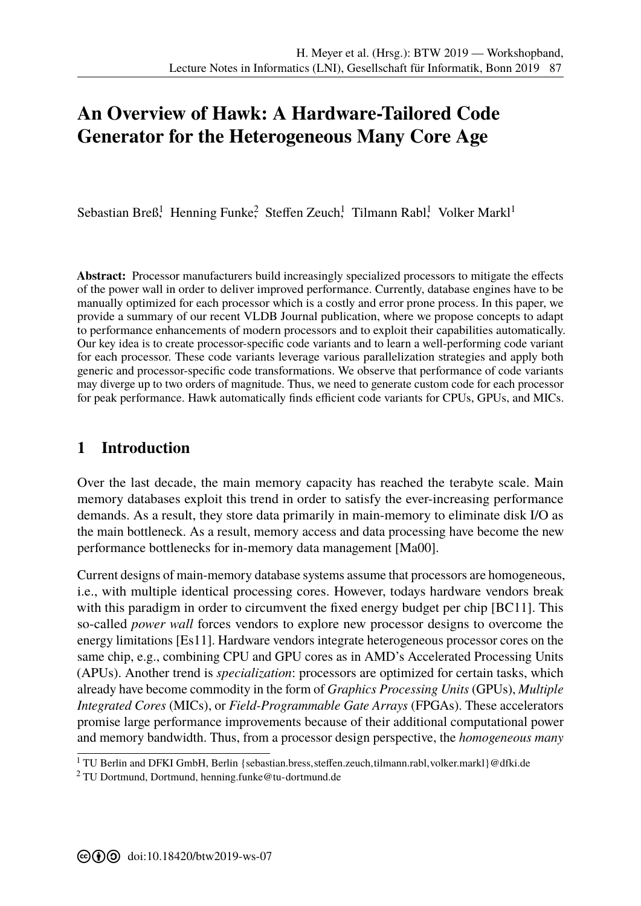# An Overview of Hawk: A Hardware-Tailored Code Generator for the Heterogeneous Many Core Age

Sebastian Breß[1], Henning Funke[2], Steffen Zeuch[1], Tilmann Rabl[1], Volker Markl[1]

**Abstract:** Processor manufacturers build increasingly specialized processors to mitigate the effects of the power wall in order to deliver improved performance. Currently, database engines have to be manually optimized for each processor which is a costly and error prone process. In this paper, we provide a summary of our recent VLDB Journal publication, where we propose concepts to adapt to performance enhancements of modern processors and to exploit their capabilities automatically. Our key idea is to create processor-specific code variants and to learn a well-performing code variant for each processor. These code variants leverage various parallelization strategies and apply both generic and processor-specific code transformations. We observe that performance of code variants may diverge up to two orders of magnitude. Thus, we need to generate custom code for each processor for peak performance. Hawk automatically finds efficient code variants for CPUs, GPUs, and MICs.

## 1 Introduction

Over the last decade, the main memory capacity has reached the terabyte scale. Main memory databases exploit this trend in order to satisfy the ever-increasing performance demands. As a result, they store data primarily in main-memory to eliminate disk I/O as the main bottleneck. As a result, memory access and data processing have become the new performance bottlenecks for in-memory data management [Ma00].

Current designs of main-memory database systems assume that processors are homogeneous, i.e., with multiple identical processing cores. However, todays hardware vendors break with this paradigm in order to circumvent the fixed energy budget per chip [BC11]. This so-called *power wall* forces vendors to explore new processor designs to overcome the energy limitations [Es11]. Hardware vendors integrate heterogeneous processor cores on the same chip, e.g., combining CPU and GPU cores as in AMD's Accelerated Processing Units (APUs). Another trend is *specialization*: processors are optimized for certain tasks, which already have become commodity in the form of *Graphics Processing Units* (GPUs), *Multiple Integrated Cores* (MICs), or *Field-Programmable Gate Arrays* (FPGAs). These accelerators promise large performance improvements because of their additional computational power and memory bandwidth. Thus, from a processor design perspective, the *homogeneous many*

[1] TU Berlin and DFKI GmbH, Berlin {sebastian.bress,steffen.zeuch,tilmann.rabl,volker.markl}@dfki.de

[2] TU Dortmund, Dortmund, henning.funke@tu-dortmund.de

doi:10.18420/btw2019-ws-07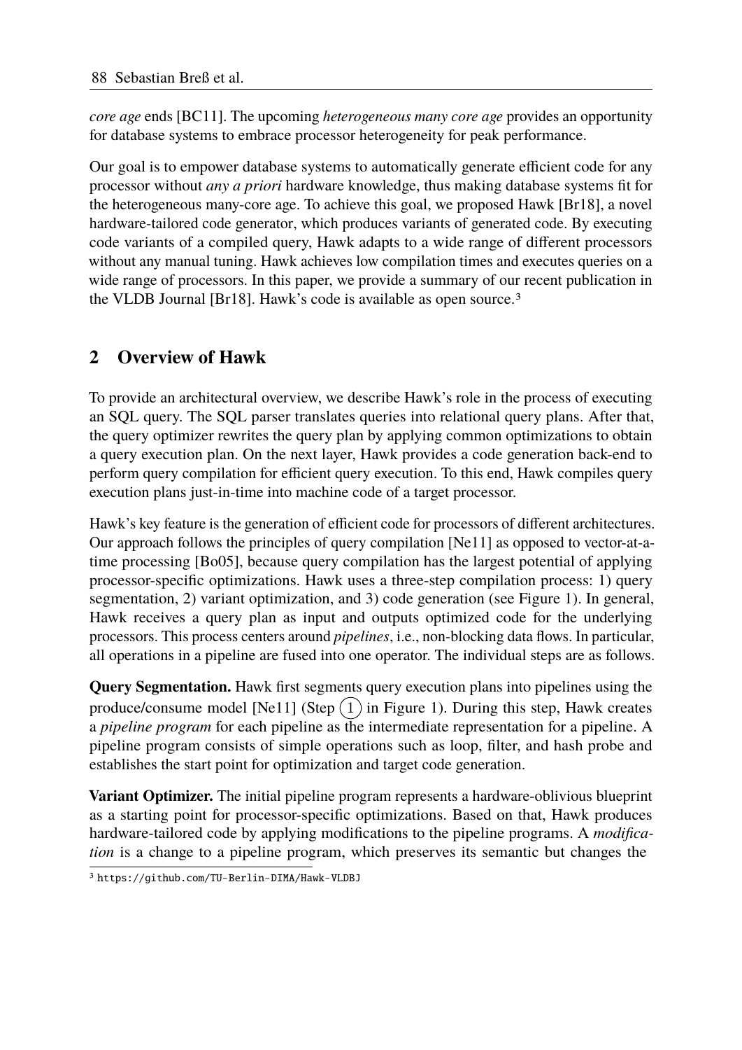*core age* ends [BC11]. The upcoming *heterogeneous many core age* provides an opportunity for database systems to embrace processor heterogeneity for peak performance.

Our goal is to empower database systems to automatically generate efficient code for any processor without *any a priori* hardware knowledge, thus making database systems fit for the heterogeneous many-core age. To achieve this goal, we proposed Hawk [Br18], a novel hardware-tailored code generator, which produces variants of generated code. By executing code variants of a compiled query, Hawk adapts to a wide range of different processors without any manual tuning. Hawk achieves low compilation times and executes queries on a wide range of processors. In this paper, we provide a summary of our recent publication in the VLDB Journal [Br18]. Hawk's code is available as open source.[3]

## 2 Overview of Hawk

To provide an architectural overview, we describe Hawk's role in the process of executing an SQL query. The SQL parser translates queries into relational query plans. After that, the query optimizer rewrites the query plan by applying common optimizations to obtain a query execution plan. On the next layer, Hawk provides a code generation back-end to perform query compilation for efficient query execution. To this end, Hawk compiles query execution plans just-in-time into machine code of a target processor.

Hawk's key feature is the generation of efficient code for processors of different architectures. Our approach follows the principles of query compilation [Ne11] as opposed to vector-at-a-time processing [Bo05], because query compilation has the largest potential of applying processor-specific optimizations. Hawk uses a three-step compilation process: 1) query segmentation, 2) variant optimization, and 3) code generation (see Figure 1). In general, Hawk receives a query plan as input and outputs optimized code for the underlying processors. This process centers around *pipelines*, i.e., non-blocking data flows. In particular, all operations in a pipeline are fused into one operator. The individual steps are as follows.

**Query Segmentation.** Hawk first segments query execution plans into pipelines using the produce/consume model [Ne11] (Step (1) in Figure 1). During this step, Hawk creates a *pipeline program* for each pipeline as the intermediate representation for a pipeline. A pipeline program consists of simple operations such as loop, filter, and hash probe and establishes the start point for optimization and target code generation.

**Variant Optimizer.** The initial pipeline program represents a hardware-oblivious blueprint as a starting point for processor-specific optimizations. Based on that, Hawk produces hardware-tailored code by applying modifications to the pipeline programs. A *modification* is a change to a pipeline program, which preserves its semantic but changes the

[3] https://github.com/TU-Berlin-DIMA/Hawk-VLDBJ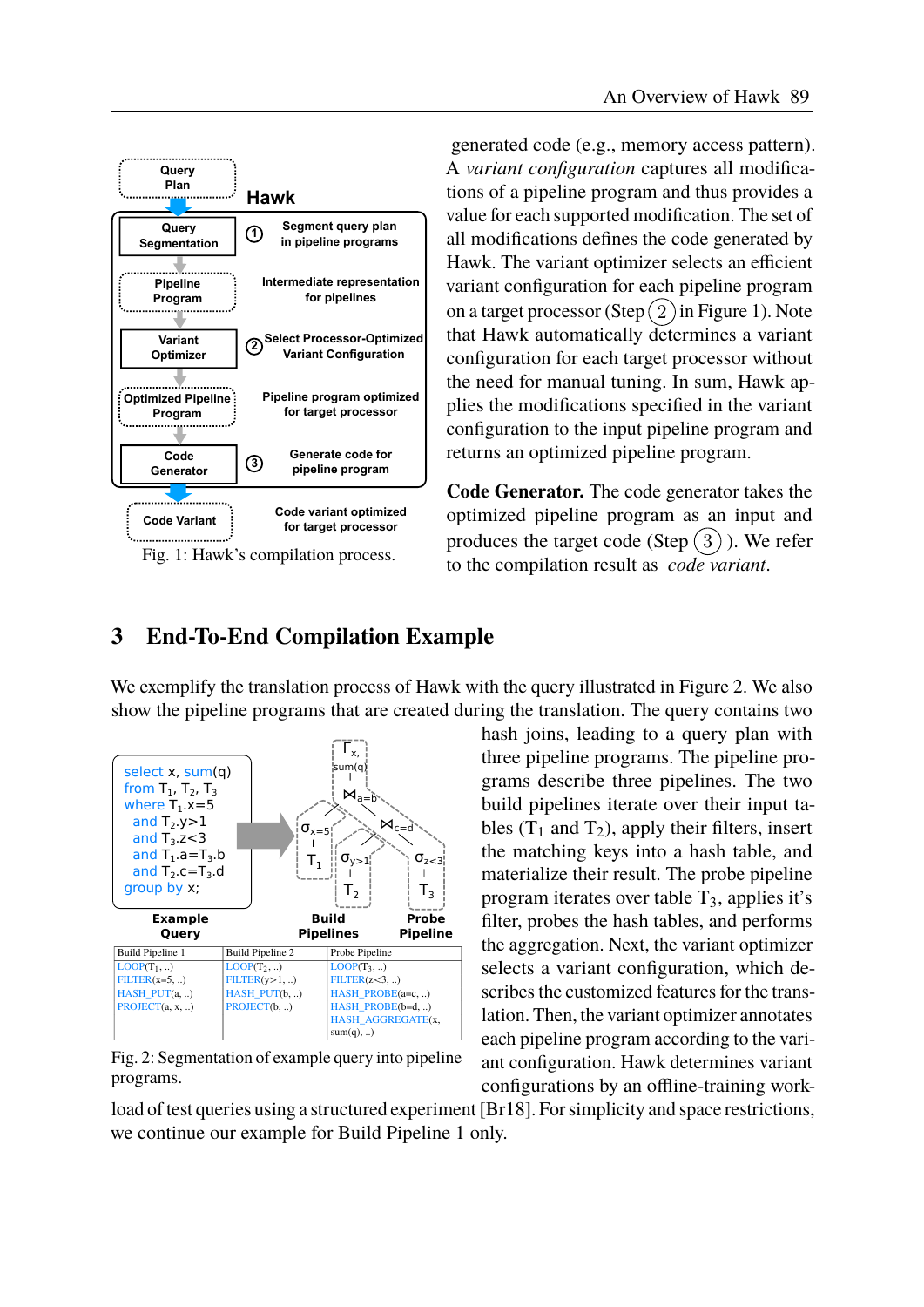generated code (e.g., memory access pattern). A *variant configuration* captures all modifications of a pipeline program and thus provides a value for each supported modification. The set of all modifications defines the code generated by Hawk. The variant optimizer selects an efficient variant configuration for each pipeline program on a target processor (Step ② in Figure 1). Note that Hawk automatically determines a variant configuration for each target processor without the need for manual tuning. In sum, Hawk applies the modifications specified in the variant configuration to the input pipeline program and returns an optimized pipeline program.

**Code Generator.** The code generator takes the optimized pipeline program as an input and produces the target code (Step ③). We refer to the compilation result as *code variant*.

Fig. 1: Hawk's compilation process.

## 3 End-To-End Compilation Example

We exemplify the translation process of Hawk with the query illustrated in Figure 2. We also show the pipeline programs that are created during the translation. The query contains two hash joins, leading to a query plan with three pipeline programs. The pipeline programs describe three pipelines. The two build pipelines iterate over their input tables ($T_1$ and $T_2$), apply their filters, insert the matching keys into a hash table, and materialize their result. The probe pipeline program iterates over table $T_3$, applies it's filter, probes the hash tables, and performs the aggregation. Next, the variant optimizer selects a variant configuration, which describes the customized features for the translation. Then, the variant optimizer annotates each pipeline program according to the variant configuration. Hawk determines variant configurations by an offline-training workload of test queries using a structured experiment [Br18]. For simplicity and space restrictions, we continue our example for Build Pipeline 1 only.

```
select x, sum(q)
from T1, T2, T3
where T1.x=5
  and T2.y>1
  and T3.z<3
  and T1.a=T3.b
  and T2.c=T3.d
group by x;
```

| Build Pipeline 1 | Build Pipeline 2 | Probe Pipeline |
|---|---|---|
| LOOP($T_1$, ..) | LOOP($T_2$, ..) | LOOP($T_3$, ..) |
| FILTER(x=5, ..) | FILTER(y>1, ..) | FILTER(z<3, ..) |
| HASH_PUT(a, ..) | HASH_PUT(b, ..) | HASH_PROBE(a=c, ..) |
| PROJECT(a, x, ..) | PROJECT(b, ..) | HASH_PROBE(b=d, ..) |
| | | HASH_AGGREGATE(x, sum(q), ..) |

Fig. 2: Segmentation of example query into pipeline programs.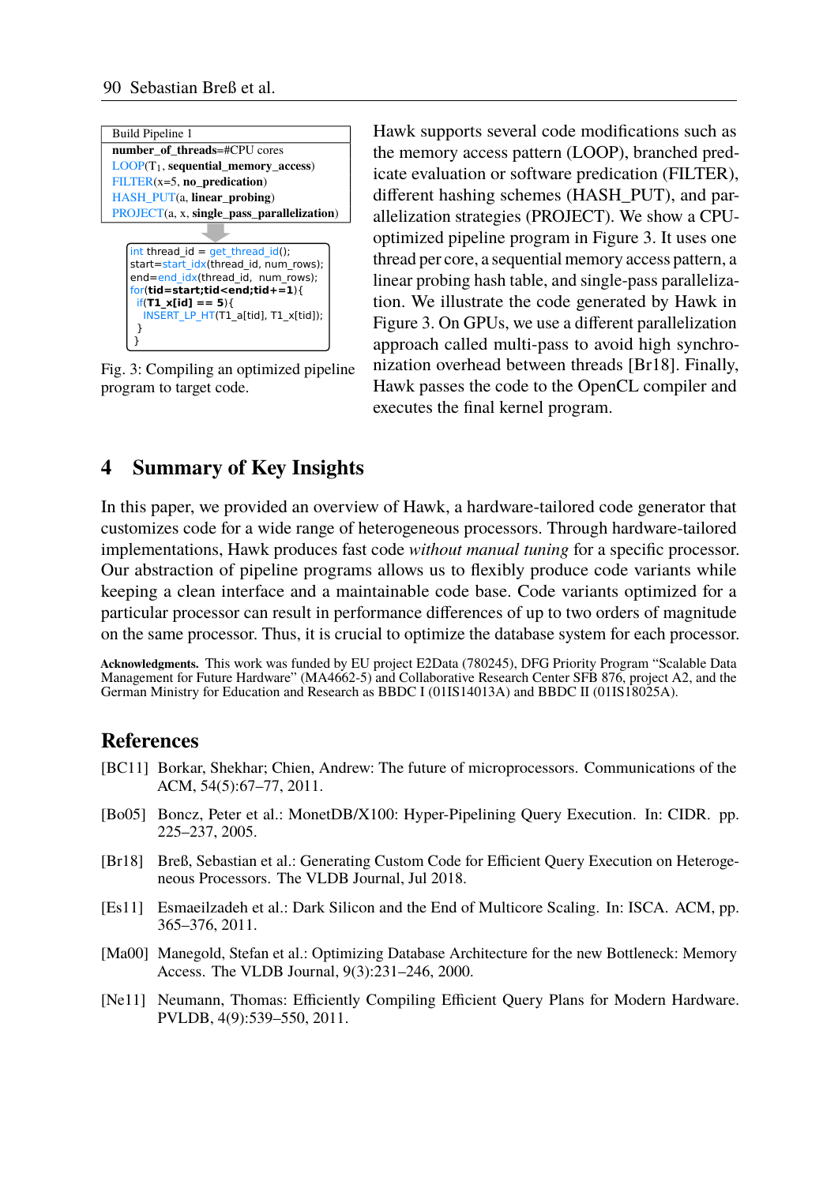Build Pipeline 1

**number_of_threads**=#CPU cores
LOOP($T_1$, **sequential_memory_access**)
FILTER(x=5, **no_predication**)
HASH_PUT(a, **linear_probing**)
PROJECT(a, x, **single_pass_parallelization**)

```
int thread_id = get_thread_id();
start=start_idx(thread_id, num_rows);
end=end_idx(thread_id, num_rows);
for(tid=start;tid<end;tid+=1){
 if(T1_x[id] == 5){
  INSERT_LP_HT(T1_a[tid], T1_x[tid]);
 }
}
```

Fig. 3: Compiling an optimized pipeline program to target code.

Hawk supports several code modifications such as the memory access pattern (LOOP), branched predicate evaluation or software predication (FILTER), different hashing schemes (HASH_PUT), and parallelization strategies (PROJECT). We show a CPU-optimized pipeline program in Figure 3. It uses one thread per core, a sequential memory access pattern, a linear probing hash table, and single-pass parallelization. We illustrate the code generated by Hawk in Figure 3. On GPUs, we use a different parallelization approach called multi-pass to avoid high synchronization overhead between threads [Br18]. Finally, Hawk passes the code to the OpenCL compiler and executes the final kernel program.

## 4 Summary of Key Insights

In this paper, we provided an overview of Hawk, a hardware-tailored code generator that customizes code for a wide range of heterogeneous processors. Through hardware-tailored implementations, Hawk produces fast code *without manual tuning* for a specific processor. Our abstraction of pipeline programs allows us to flexibly produce code variants while keeping a clean interface and a maintainable code base. Code variants optimized for a particular processor can result in performance differences of up to two orders of magnitude on the same processor. Thus, it is crucial to optimize the database system for each processor.

**Acknowledgments.** This work was funded by EU project E2Data (780245), DFG Priority Program "Scalable Data Management for Future Hardware" (MA4662-5) and Collaborative Research Center SFB 876, project A2, and the German Ministry for Education and Research as BBDC I (01IS14013A) and BBDC II (01IS18025A).

## References

[BC11] Borkar, Shekhar; Chien, Andrew: The future of microprocessors. Communications of the ACM, 54(5):67–77, 2011.

[Bo05] Boncz, Peter et al.: MonetDB/X100: Hyper-Pipelining Query Execution. In: CIDR. pp. 225–237, 2005.

[Br18] Breß, Sebastian et al.: Generating Custom Code for Efficient Query Execution on Heterogeneous Processors. The VLDB Journal, Jul 2018.

[Es11] Esmaeilzadeh et al.: Dark Silicon and the End of Multicore Scaling. In: ISCA. ACM, pp. 365–376, 2011.

[Ma00] Manegold, Stefan et al.: Optimizing Database Architecture for the new Bottleneck: Memory Access. The VLDB Journal, 9(3):231–246, 2000.

[Ne11] Neumann, Thomas: Efficiently Compiling Efficient Query Plans for Modern Hardware. PVLDB, 4(9):539–550, 2011.